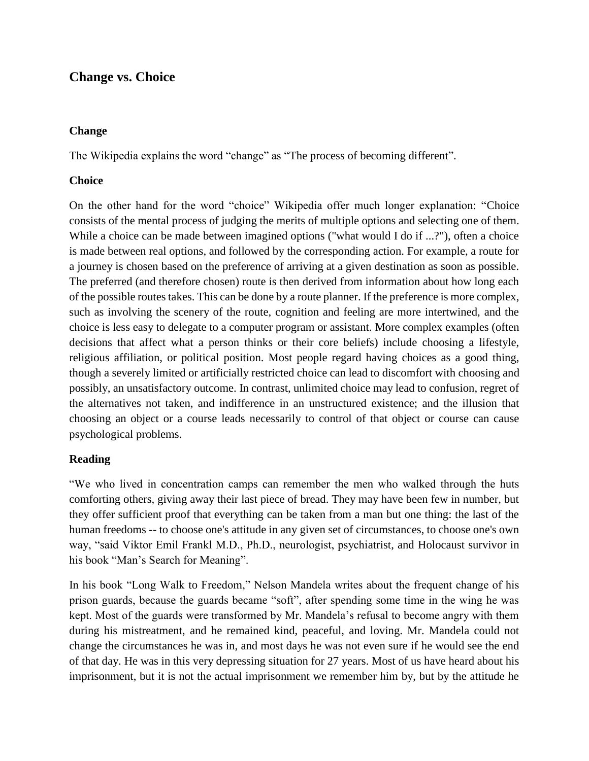## Change vs. Choice

### Change

The Wikipedia explains the word "change" as "The process of becoming different".

### Choice

On the other hand for the word "choice" Wikipedia offer much longer explanation: "Choice consists of the mental process of judging the merits of multiple options and selecting one of them. While a choice can be made between imagined options ("what would I do if ...?"), often a choice is made between real options, and followed by the corresponding action. For example, a route for a journey is chosen based on the preference of arriving at a given destination as soon as possible. The preferred (and therefore chosen) route is then derived from information about how long each of the possible routes takes. This can be done by a route planner. If the preference is more complex, such as involving the scenery of the route, cognition and feeling are more intertwined, and the choice is less easy to delegate to a computer program or assistant. More complex examples (often decisions that affect what a person thinks or their core beliefs) include choosing a lifestyle, religious affiliation, or political position. Most people regard having choices as a good thing, though a severely limited or artificially restricted choice can lead to discomfort with choosing and possibly, an unsatisfactory outcome. In contrast, unlimited choice may lead to confusion, regret of the alternatives not taken, and indifference in an unstructured existence; and the illusion that choosing an object or a course leads necessarily to control of that object or course can cause psychological problems.

### Reading

"We who lived in concentration camps can remember the men who walked through the huts comforting others, giving away their last piece of bread. They may have been few in number, but they offer sufficient proof that everything can be taken from a man but one thing: the last of the human freedoms -- to choose one's attitude in any given set of circumstances, to choose one's own way, "said Viktor Emil Frankl M.D., Ph.D., neurologist, psychiatrist, and Holocaust survivor in his book "Man's Search for Meaning".

In his book "Long Walk to Freedom," Nelson Mandela writes about the frequent change of his prison guards, because the guards became "soft", after spending some time in the wing he was kept. Most of the guards were transformed by Mr. Mandela's refusal to become angry with them during his mistreatment, and he remained kind, peaceful, and loving. Mr. Mandela could not change the circumstances he was in, and most days he was not even sure if he would see the end of that day. He was in this very depressing situation for 27 years. Most of us have heard about his imprisonment, but it is not the actual imprisonment we remember him by, but by the attitude he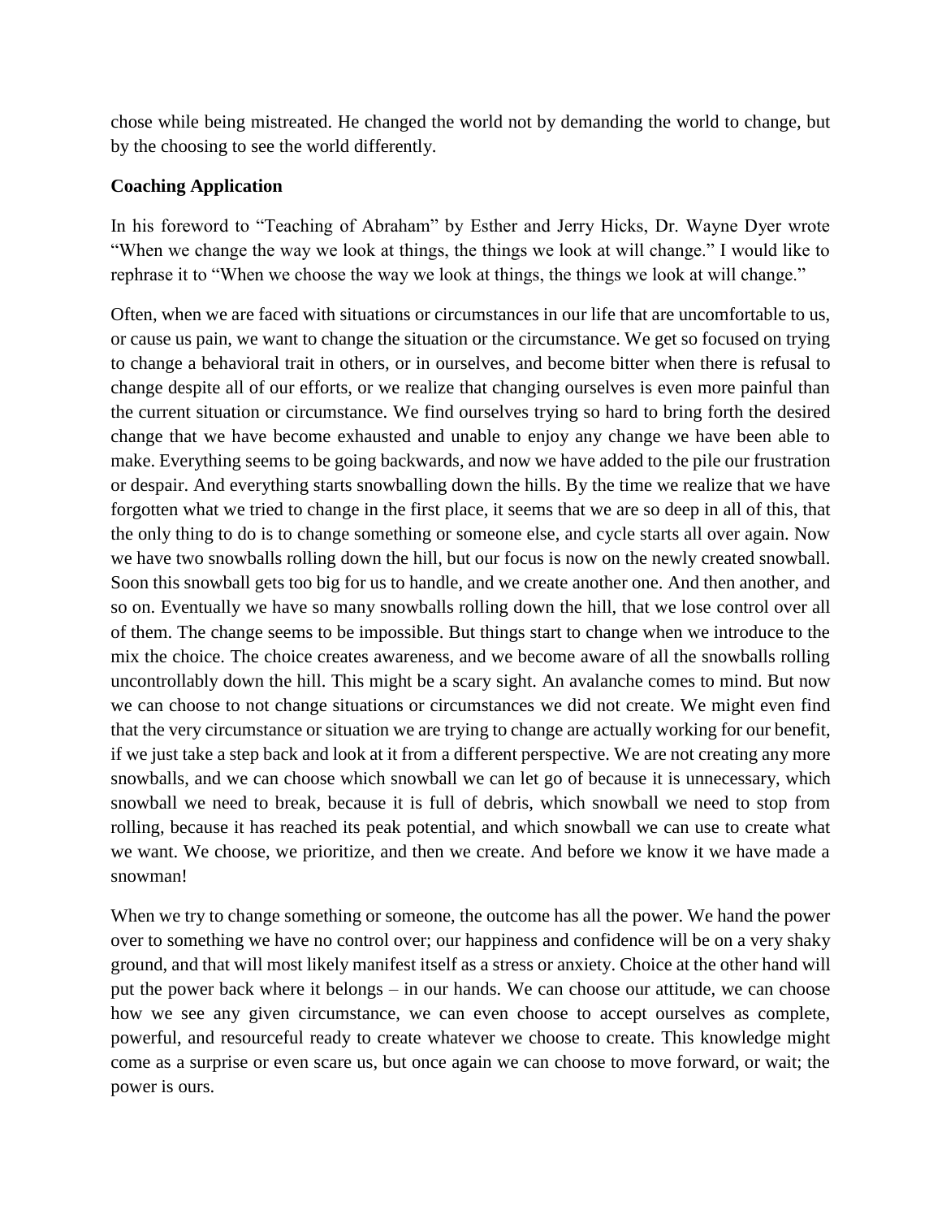chose while being mistreated. He changed the world not by demanding the world to change, but by the choosing to see the world differently.

**Coaching Application**

In his foreword to "Teaching of Abraham" by Esther and Jerry Hicks, Dr. Wayne Dyer wrote "When we change the way we look at things, the things we look at will change." I would like to rephrase it to "When we choose the way we look at things, the things we look at will change."

Often, when we are faced with situations or circumstances in our life that are uncomfortable to us, or cause us pain, we want to change the situation or the circumstance. We get so focused on trying to change a behavioral trait in others, or in ourselves, and become bitter when there is refusal to change despite all of our efforts, or we realize that changing ourselves is even more painful than the current situation or circumstance. We find ourselves trying so hard to bring forth the desired change that we have become exhausted and unable to enjoy any change we have been able to make. Everything seems to be going backwards, and now we have added to the pile our frustration or despair. And everything starts snowballing down the hills. By the time we realize that we have forgotten what we tried to change in the first place, it seems that we are so deep in all of this, that the only thing to do is to change something or someone else, and cycle starts all over again. Now we have two snowballs rolling down the hill, but our focus is now on the newly created snowball. Soon this snowball gets too big for us to handle, and we create another one. And then another, and so on. Eventually we have so many snowballs rolling down the hill, that we lose control over all of them. The change seems to be impossible. But things start to change when we introduce to the mix the choice. The choice creates awareness, and we become aware of all the snowballs rolling uncontrollably down the hill. This might be a scary sight. An avalanche comes to mind. But now we can choose to not change situations or circumstances we did not create. We might even find that the very circumstance or situation we are trying to change are actually working for our benefit, if we just take a step back and look at it from a different perspective. We are not creating any more snowballs, and we can choose which snowball we can let go of because it is unnecessary, which snowball we need to break, because it is full of debris, which snowball we need to stop from rolling, because it has reached its peak potential, and which snowball we can use to create what we want. We choose, we prioritize, and then we create. And before we know it we have made a snowman!

When we try to change something or someone, the outcome has all the power. We hand the power over to something we have no control over; our happiness and confidence will be on a very shaky ground, and that will most likely manifest itself as a stress or anxiety. Choice at the other hand will put the power back where it belongs – in our hands. We can choose our attitude, we can choose how we see any given circumstance, we can even choose to accept ourselves as complete, powerful, and resourceful ready to create whatever we choose to create. This knowledge might come as a surprise or even scare us, but once again we can choose to move forward, or wait; the power is ours.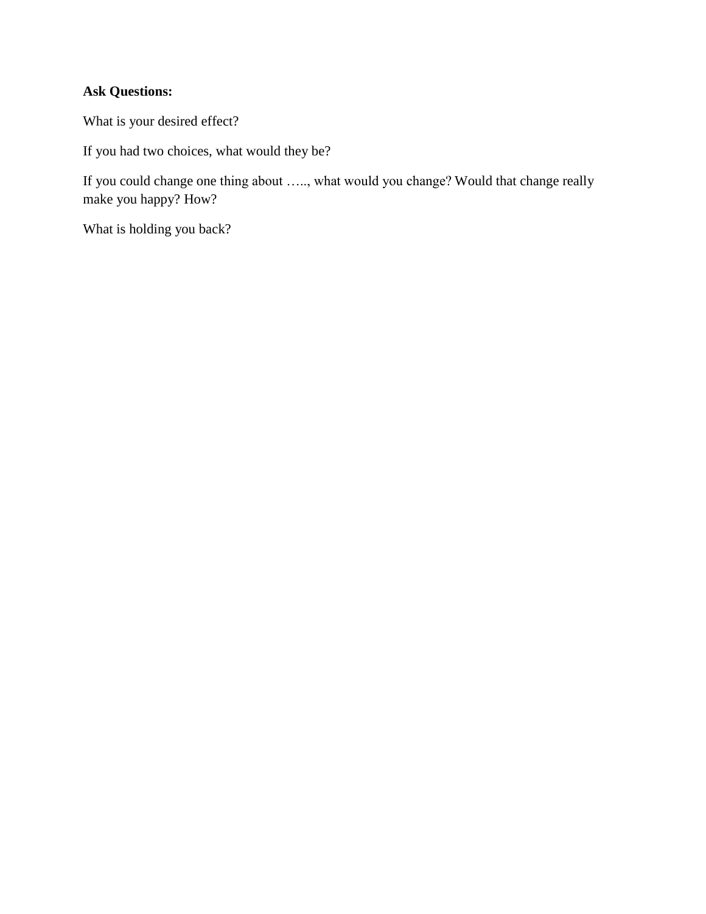**Ask Questions:**

What is your desired effect?

If you had two choices, what would they be?

If you could change one thing about ….., what would you change? Would that change really make you happy? How?

What is holding you back?